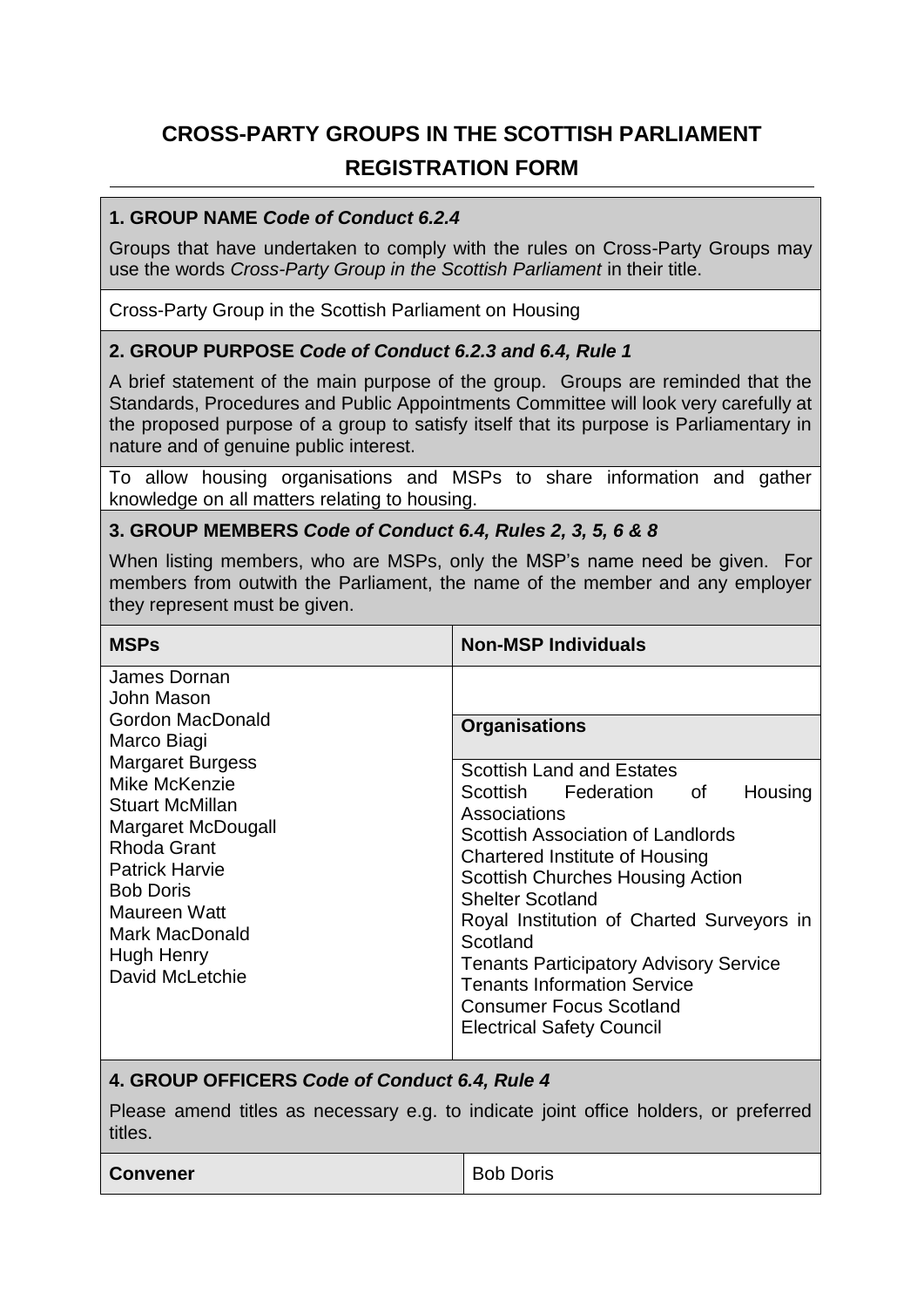# CROSS-PARTY GROUPS IN THE SCOTTISH PARLIAMENT

## REGISTRATION FORM

### 1. GROUP NAME *Code of Conduct 6.2.4*

Groups that have undertaken to comply with the rules on Cross-Party Groups may use the words *Cross-Party Group in the Scottish Parliament* in their title.

Cross-Party Group in the Scottish Parliament on Housing

### 2. GROUP PURPOSE *Code of Conduct 6.2.3 and 6.4, Rule 1*

A brief statement of the main purpose of the group. Groups are reminded that the Standards, Procedures and Public Appointments Committee will look very carefully at the proposed purpose of a group to satisfy itself that its purpose is Parliamentary in nature and of genuine public interest.

To allow housing organisations and MSPs to share information and gather knowledge on all matters relating to housing.

### 3. GROUP MEMBERS *Code of Conduct 6.4, Rules 2, 3, 5, 6 & 8*

When listing members, who are MSPs, only the MSP's name need be given. For members from outwith the Parliament, the name of the member and any employer they represent must be given.

| MSPs | Non-MSP Individuals |
|---|---|
| James Dornan<br>John Mason<br>Gordon MacDonald<br>Marco Biagi<br>Margaret Burgess<br>Mike McKenzie<br>Stuart McMillan<br>Margaret McDougall<br>Rhoda Grant<br>Patrick Harvie<br>Bob Doris<br>Maureen Watt<br>Mark MacDonald<br>Hugh Henry<br>David McLetchie | |
| | **Organisations** |
| | Scottish Land and Estates<br>Scottish Federation of Housing Associations<br>Scottish Association of Landlords<br>Chartered Institute of Housing<br>Scottish Churches Housing Action<br>Shelter Scotland<br>Royal Institution of Charted Surveyors in Scotland<br>Tenants Participatory Advisory Service<br>Tenants Information Service<br>Consumer Focus Scotland<br>Electrical Safety Council |

### 4. GROUP OFFICERS *Code of Conduct 6.4, Rule 4*

Please amend titles as necessary e.g. to indicate joint office holders, or preferred titles.

| | |
|---|---|
| **Convener** | Bob Doris |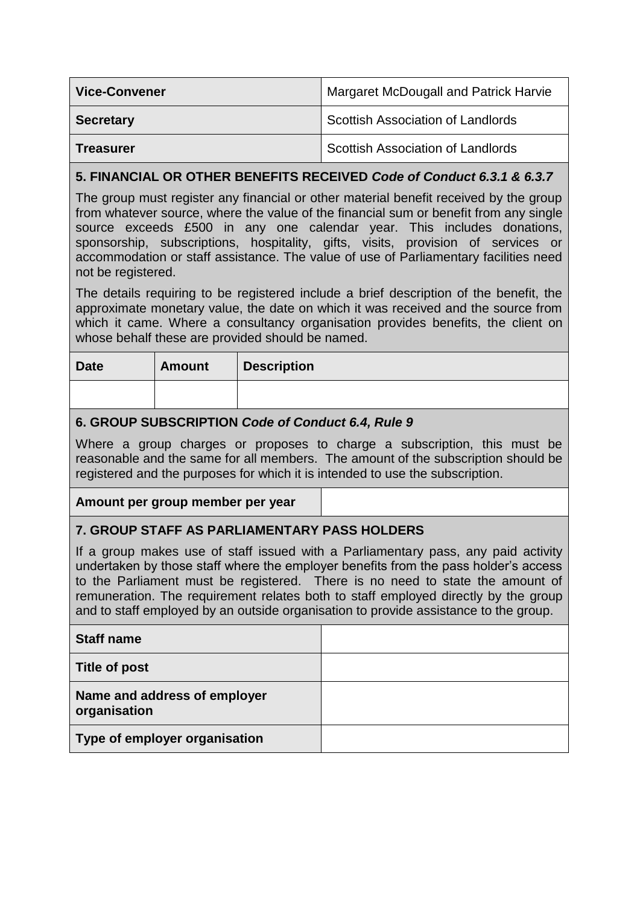| | |
|---|---|
| **Vice-Convener** | Margaret McDougall and Patrick Harvie |
| **Secretary** | Scottish Association of Landlords |
| **Treasurer** | Scottish Association of Landlords |

### 5. FINANCIAL OR OTHER BENEFITS RECEIVED *Code of Conduct 6.3.1 & 6.3.7*

The group must register any financial or other material benefit received by the group from whatever source, where the value of the financial sum or benefit from any single source exceeds £500 in any one calendar year. This includes donations, sponsorship, subscriptions, hospitality, gifts, visits, provision of services or accommodation or staff assistance. The value of use of Parliamentary facilities need not be registered.

The details requiring to be registered include a brief description of the benefit, the approximate monetary value, the date on which it was received and the source from which it came. Where a consultancy organisation provides benefits, the client on whose behalf these are provided should be named.

| Date | Amount | Description |
|---|---|---|
| | | |

### 6. GROUP SUBSCRIPTION *Code of Conduct 6.4, Rule 9*

Where a group charges or proposes to charge a subscription, this must be reasonable and the same for all members. The amount of the subscription should be registered and the purposes for which it is intended to use the subscription.

| | |
|---|---|
| **Amount per group member per year** | |

### 7. GROUP STAFF AS PARLIAMENTARY PASS HOLDERS

If a group makes use of staff issued with a Parliamentary pass, any paid activity undertaken by those staff where the employer benefits from the pass holder's access to the Parliament must be registered. There is no need to state the amount of remuneration. The requirement relates both to staff employed directly by the group and to staff employed by an outside organisation to provide assistance to the group.

| | |
|---|---|
| **Staff name** | |
| **Title of post** | |
| **Name and address of employer organisation** | |
| **Type of employer organisation** | |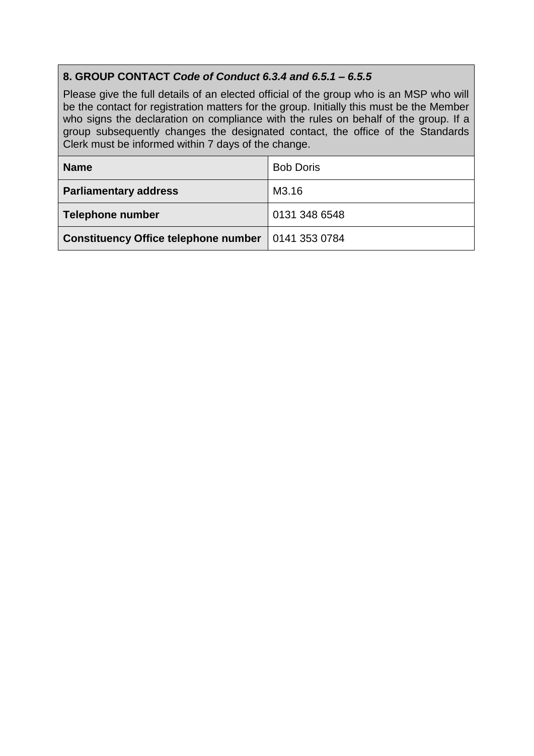**8. GROUP CONTACT** ***Code of Conduct 6.3.4 and 6.5.1 – 6.5.5***

Please give the full details of an elected official of the group who is an MSP who will be the contact for registration matters for the group. Initially this must be the Member who signs the declaration on compliance with the rules on behalf of the group. If a group subsequently changes the designated contact, the office of the Standards Clerk must be informed within 7 days of the change.

| | |
|---|---|
| **Name** | Bob Doris |
| **Parliamentary address** | M3.16 |
| **Telephone number** | 0131 348 6548 |
| **Constituency Office telephone number** | 0141 353 0784 |